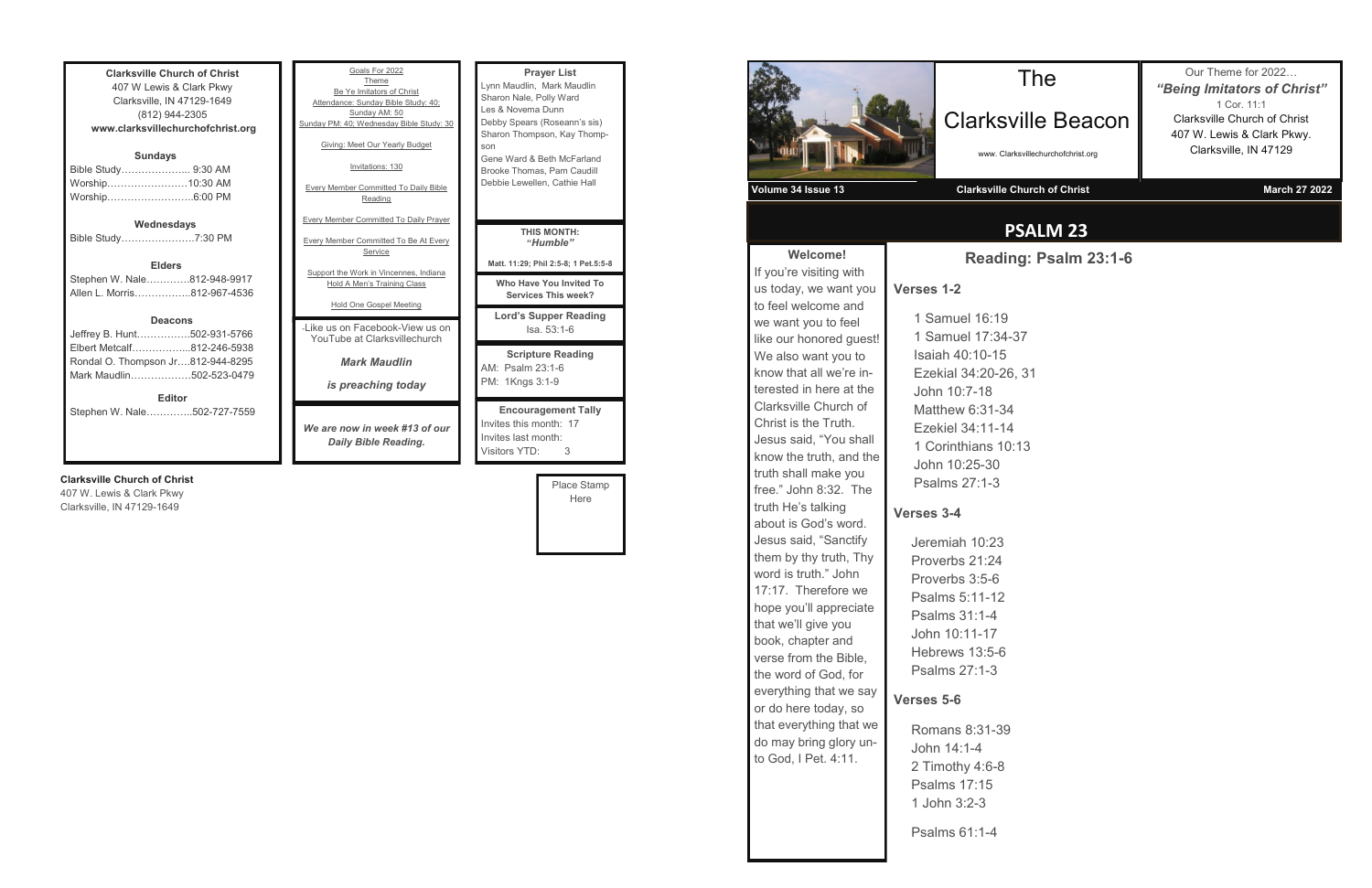**Clarksville Church of Christ**
407 W Lewis & Clark Pkwy
Clarksville, IN 47129-1649
(812) 944-2305
**www.clarksvillechurchofchrist.org**

**Sundays**

Bible Study………………... 9:30 AM
Worship……………………10:30 AM
Worship……………………..6:00 PM

**Wednesdays**

Bible Study…………………7:30 PM

**Elders**

Stephen W. Nale………….812-948-9917
Allen L. Morris……………..812-967-4536

**Deacons**

Jeffrey B. Hunt…………….502-931-5766
Elbert Metcalf……………...812-246-5938
Rondal O. Thompson Jr….812-944-8295
Mark Maudlin………………502-523-0479

**Editor**

Stephen W. Nale…………..502-727-7559

Goals For 2022
Theme
Be Ye Imitators of Christ
Attendance: Sunday Bible Study: 40; Sunday AM: 50
Sunday PM: 40; Wednesday Bible Study: 30

Giving: Meet Our Yearly Budget

Invitations: 130

Every Member Committed To Daily Bible Reading

Every Member Committed To Daily Prayer

Every Member Committed To Be At Every Service

Support the Work in Vincennes, Indiana
Hold A Men's Training Class

Hold One Gospel Meeting

-Like us on Facebook-View us on YouTube at Clarksvillechurch

***Mark Maudlin***

***is preaching today***

***We are now in week #13 of our Daily Bible Reading.***

**Prayer List**
Lynn Maudlin, Mark Maudlin
Sharon Nale, Polly Ward
Les & Novema Dunn
Debby Spears (Roseann's sis)
Sharon Thompson, Kay Thompson
Gene Ward & Beth McFarland
Brooke Thomas, Pam Caudill
Debbie Lewellen, Cathie Hall

**THIS MONTH:**
***"Humble"***

**Matt. 11:29; Phil 2:5-8; 1 Pet.5:5-8**

**Who Have You Invited To Services This week?**

**Lord's Supper Reading**
Isa. 53:1-6

**Scripture Reading**
AM: Psalm 23:1-6
PM: 1Kngs 3:1-9

**Encouragement Tally**
Invites this month: 17
Invites last month:
Visitors YTD: 3

**Clarksville Church of Christ**
407 W. Lewis & Clark Pkwy
Clarksville, IN 47129-1649

Place Stamp Here

# The Clarksville Beacon

www. Clarksvillechurchofchrist.org

Our Theme for 2022…
***"Being Imitators of Christ"***
1 Cor. 11:1
Clarksville Church of Christ
407 W. Lewis & Clark Pkwy.
Clarksville, IN 47129

**Volume 34 Issue 13** **Clarksville Church of Christ** **March 27 2022**

## PSALM 23

**Welcome!**

If you're visiting with us today, we want you to feel welcome and we want you to feel like our honored guest! We also want you to know that all we're interested in here at the Clarksville Church of Christ is the Truth. Jesus said, "You shall know the truth, and the truth shall make you free." John 8:32. The truth He's talking about is God's word. Jesus said, "Sanctify them by thy truth, Thy word is truth." John 17:17. Therefore we hope you'll appreciate that we'll give you book, chapter and verse from the Bible, the word of God, for everything that we say or do here today, so that everything that we do may bring glory unto God, I Pet. 4:11.

### Reading: Psalm 23:1-6

**Verses 1-2**

1 Samuel 16:19
1 Samuel 17:34-37
Isaiah 40:10-15
Ezekial 34:20-26, 31
John 10:7-18
Matthew 6:31-34
Ezekiel 34:11-14
1 Corinthians 10:13
John 10:25-30
Psalms 27:1-3

**Verses 3-4**

Jeremiah 10:23
Proverbs 21:24
Proverbs 3:5-6
Psalms 5:11-12
Psalms 31:1-4
John 10:11-17
Hebrews 13:5-6
Psalms 27:1-3

**Verses 5-6**

Romans 8:31-39
John 14:1-4
2 Timothy 4:6-8
Psalms 17:15
1 John 3:2-3

Psalms 61:1-4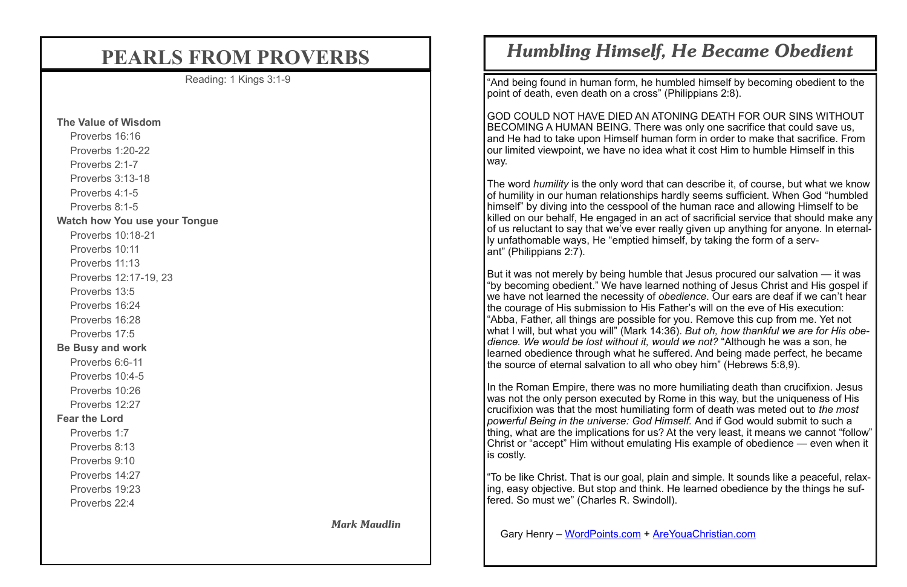# PEARLS FROM PROVERBS

Reading: 1 Kings 3:1-9

**The Value of Wisdom**

- Proverbs 16:16
- Proverbs 1:20-22
- Proverbs 2:1-7
- Proverbs 3:13-18
- Proverbs 4:1-5
- Proverbs 8:1-5

**Watch how You use your Tongue**

- Proverbs 10:18-21
- Proverbs 10:11
- Proverbs 11:13
- Proverbs 12:17-19, 23
- Proverbs 13:5
- Proverbs 16:24
- Proverbs 16:28
- Proverbs 17:5

**Be Busy and work**

- Proverbs 6:6-11
- Proverbs 10:4-5
- Proverbs 10:26
- Proverbs 12:27

**Fear the Lord**

- Proverbs 1:7
- Proverbs 8:13
- Proverbs 9:10
- Proverbs 14:27
- Proverbs 19:23
- Proverbs 22:4

***Mark Maudlin***

# *Humbling Himself, He Became Obedient*

"And being found in human form, he humbled himself by becoming obedient to the point of death, even death on a cross" (Philippians 2:8).

GOD COULD NOT HAVE DIED AN ATONING DEATH FOR OUR SINS WITHOUT BECOMING A HUMAN BEING. There was only one sacrifice that could save us, and He had to take upon Himself human form in order to make that sacrifice. From our limited viewpoint, we have no idea what it cost Him to humble Himself in this way.

The word *humility* is the only word that can describe it, of course, but what we know of humility in our human relationships hardly seems sufficient. When God "humbled himself" by diving into the cesspool of the human race and allowing Himself to be killed on our behalf, He engaged in an act of sacrificial service that should make any of us reluctant to say that we've ever really given up anything for anyone. In eternally unfathomable ways, He "emptied himself, by taking the form of a servant" (Philippians 2:7).

But it was not merely by being humble that Jesus procured our salvation — it was "by becoming obedient." We have learned nothing of Jesus Christ and His gospel if we have not learned the necessity of *obedience*. Our ears are deaf if we can't hear the courage of His submission to His Father's will on the eve of His execution: "Abba, Father, all things are possible for you. Remove this cup from me. Yet not what I will, but what you will" (Mark 14:36). *But oh, how thankful we are for His obedience. We would be lost without it, would we not?* "Although he was a son, he learned obedience through what he suffered. And being made perfect, he became the source of eternal salvation to all who obey him" (Hebrews 5:8,9).

In the Roman Empire, there was no more humiliating death than crucifixion. Jesus was not the only person executed by Rome in this way, but the uniqueness of His crucifixion was that the most humiliating form of death was meted out to *the most powerful Being in the universe: God Himself*. And if God would submit to such a thing, what are the implications for us? At the very least, it means we cannot "follow" Christ or "accept" Him without emulating His example of obedience — even when it is costly.

"To be like Christ. That is our goal, plain and simple. It sounds like a peaceful, relaxing, easy objective. But stop and think. He learned obedience by the things he suffered. So must we" (Charles R. Swindoll).

Gary Henry – WordPoints.com + AreYouaChristian.com